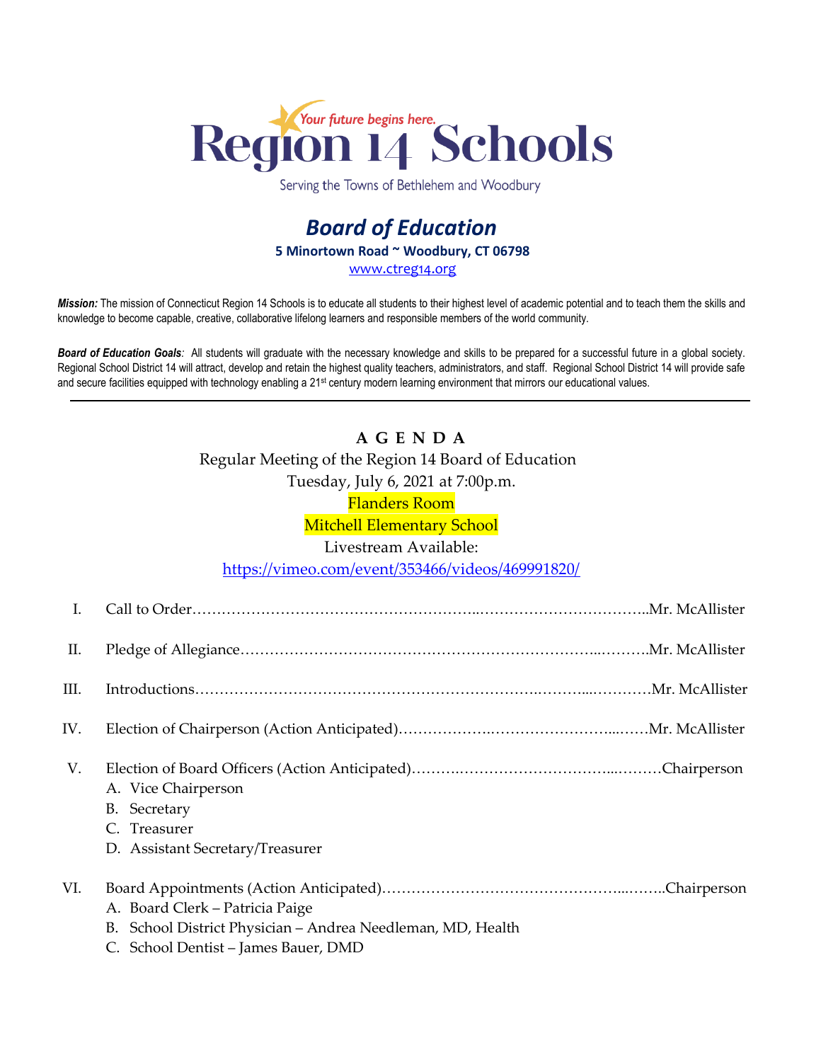# Region 14 Schools

Your future begins here.

Serving the Towns of Bethlehem and Woodbury

## *Board of Education*

**5 Minortown Road ~ Woodbury, CT 06798**

www.ctreg14.org

***Mission:*** The mission of Connecticut Region 14 Schools is to educate all students to their highest level of academic potential and to teach them the skills and knowledge to become capable, creative, collaborative lifelong learners and responsible members of the world community.

***Board of Education Goals:*** All students will graduate with the necessary knowledge and skills to be prepared for a successful future in a global society. Regional School District 14 will attract, develop and retain the highest quality teachers, administrators, and staff. Regional School District 14 will provide safe and secure facilities equipped with technology enabling a 21st century modern learning environment that mirrors our educational values.

---

**A G E N D A**

Regular Meeting of the Region 14 Board of Education

Tuesday, July 6, 2021 at 7:00p.m.

Flanders Room

Mitchell Elementary School

Livestream Available:

https://vimeo.com/event/353466/videos/469991820/

I. Call to Order……………………………………………………………………………………Mr. McAllister

II. Pledge of Allegiance…………………………………………………………………………Mr. McAllister

III. Introductions…………………………………………………………………………………Mr. McAllister

IV. Election of Chairperson (Action Anticipated)……………………………………………Mr. McAllister

V. Election of Board Officers (Action Anticipated)…………………………………………Chairperson
   - A. Vice Chairperson
   - B. Secretary
   - C. Treasurer
   - D. Assistant Secretary/Treasurer

VI. Board Appointments (Action Anticipated)…………………………………………………Chairperson
   - A. Board Clerk – Patricia Paige
   - B. School District Physician – Andrea Needleman, MD, Health
   - C. School Dentist – James Bauer, DMD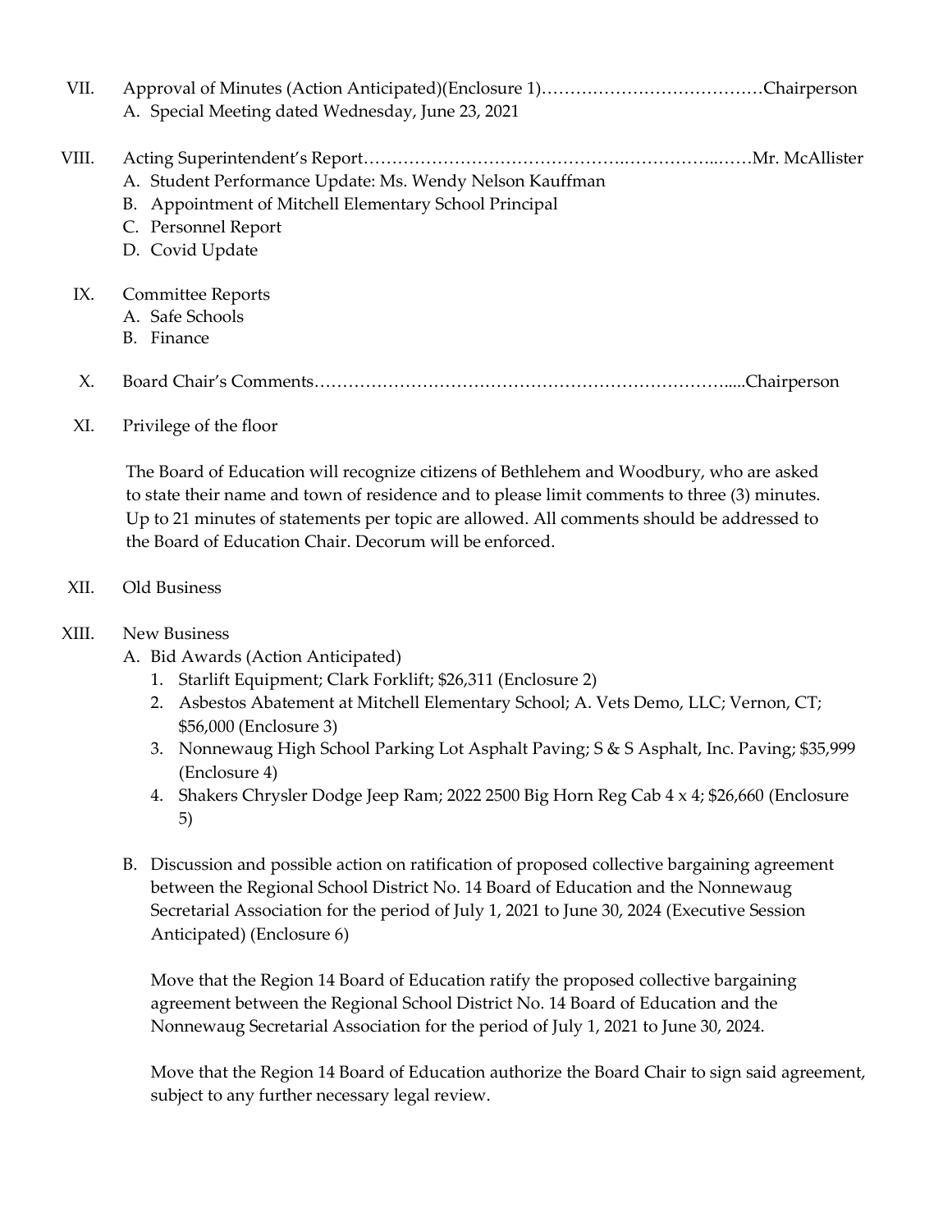VII. Approval of Minutes (Action Anticipated)(Enclosure 1)…………………………………Chairperson

   A. Special Meeting dated Wednesday, June 23, 2021

VIII. Acting Superintendent's Report……………………………………….……………..……Mr. McAllister

   A. Student Performance Update: Ms. Wendy Nelson Kauffman
   B. Appointment of Mitchell Elementary School Principal
   C. Personnel Report
   D. Covid Update

IX. Committee Reports

   A. Safe Schools
   B. Finance

X. Board Chair's Comments…………………………………………………………….....Chairperson

XI. Privilege of the floor

   The Board of Education will recognize citizens of Bethlehem and Woodbury, who are asked to state their name and town of residence and to please limit comments to three (3) minutes. Up to 21 minutes of statements per topic are allowed. All comments should be addressed to the Board of Education Chair. Decorum will be enforced.

XII. Old Business

XIII. New Business

   A. Bid Awards (Action Anticipated)
      1. Starlift Equipment; Clark Forklift; $26,311 (Enclosure 2)
      2. Asbestos Abatement at Mitchell Elementary School; A. Vets Demo, LLC; Vernon, CT; $56,000 (Enclosure 3)
      3. Nonnewaug High School Parking Lot Asphalt Paving; S & S Asphalt, Inc. Paving; $35,999 (Enclosure 4)
      4. Shakers Chrysler Dodge Jeep Ram; 2022 2500 Big Horn Reg Cab 4 x 4; $26,660 (Enclosure 5)

   B. Discussion and possible action on ratification of proposed collective bargaining agreement between the Regional School District No. 14 Board of Education and the Nonnewaug Secretarial Association for the period of July 1, 2021 to June 30, 2024 (Executive Session Anticipated) (Enclosure 6)

      Move that the Region 14 Board of Education ratify the proposed collective bargaining agreement between the Regional School District No. 14 Board of Education and the Nonnewaug Secretarial Association for the period of July 1, 2021 to June 30, 2024.

      Move that the Region 14 Board of Education authorize the Board Chair to sign said agreement, subject to any further necessary legal review.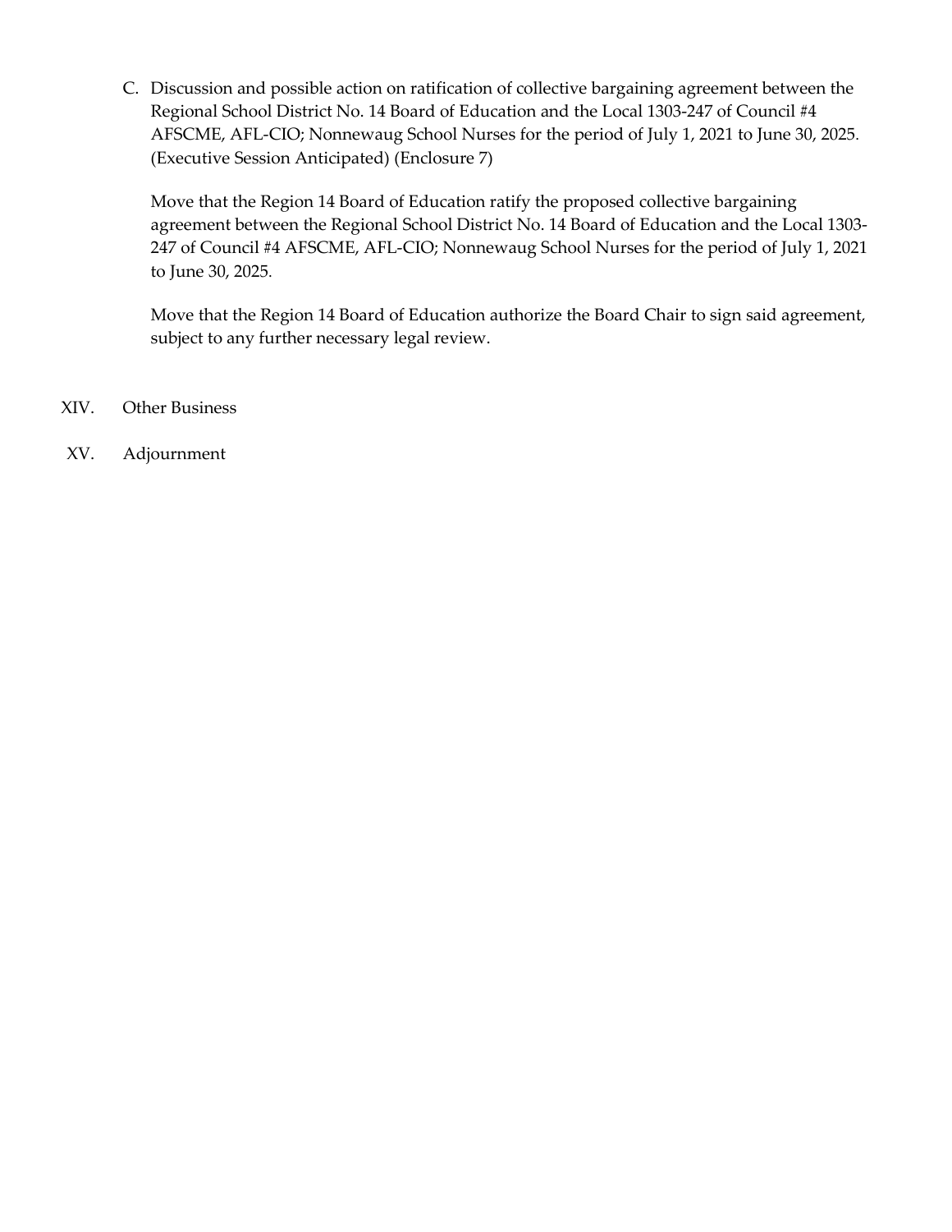C. Discussion and possible action on ratification of collective bargaining agreement between the Regional School District No. 14 Board of Education and the Local 1303-247 of Council #4 AFSCME, AFL-CIO; Nonnewaug School Nurses for the period of July 1, 2021 to June 30, 2025. (Executive Session Anticipated) (Enclosure 7)

   Move that the Region 14 Board of Education ratify the proposed collective bargaining agreement between the Regional School District No. 14 Board of Education and the Local 1303-247 of Council #4 AFSCME, AFL-CIO; Nonnewaug School Nurses for the period of July 1, 2021 to June 30, 2025.

   Move that the Region 14 Board of Education authorize the Board Chair to sign said agreement, subject to any further necessary legal review.

XIV. Other Business

XV. Adjournment